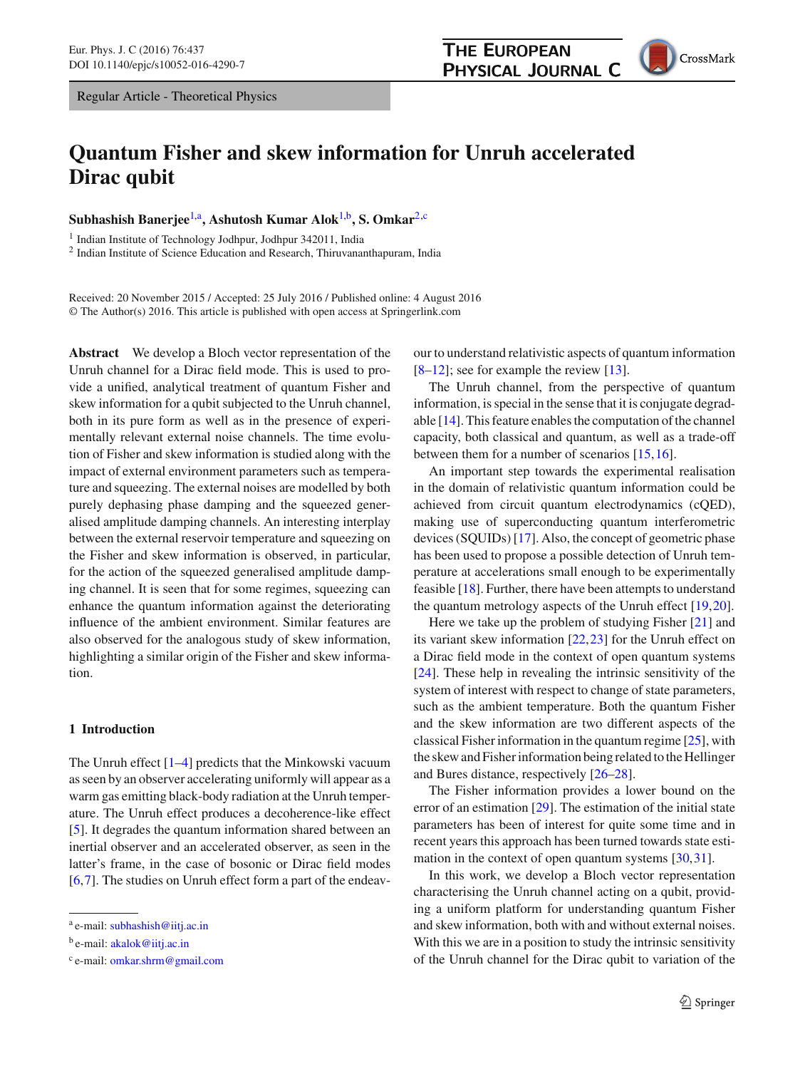Regular Article - Theoretical Physics

# Quantum Fisher and skew information for Unruh accelerated Dirac qubit

**Subhashish Banerjee**[1,a], **Ashutosh Kumar Alok**[1,b], **S. Omkar**[2,c]

[1] Indian Institute of Technology Jodhpur, Jodhpur 342011, India
[2] Indian Institute of Science Education and Research, Thiruvananthapuram, India

Received: 20 November 2015 / Accepted: 25 July 2016 / Published online: 4 August 2016
© The Author(s) 2016. This article is published with open access at Springerlink.com

**Abstract** We develop a Bloch vector representation of the Unruh channel for a Dirac field mode. This is used to provide a unified, analytical treatment of quantum Fisher and skew information for a qubit subjected to the Unruh channel, both in its pure form as well as in the presence of experimentally relevant external noise channels. The time evolution of Fisher and skew information is studied along with the impact of external environment parameters such as temperature and squeezing. The external noises are modelled by both purely dephasing phase damping and the squeezed generalised amplitude damping channels. An interesting interplay between the external reservoir temperature and squeezing on the Fisher and skew information is observed, in particular, for the action of the squeezed generalised amplitude damping channel. It is seen that for some regimes, squeezing can enhance the quantum information against the deteriorating influence of the ambient environment. Similar features are also observed for the analogous study of skew information, highlighting a similar origin of the Fisher and skew information.

## 1 Introduction

The Unruh effect [1–4] predicts that the Minkowski vacuum as seen by an observer accelerating uniformly will appear as a warm gas emitting black-body radiation at the Unruh temperature. The Unruh effect produces a decoherence-like effect [5]. It degrades the quantum information shared between an inertial observer and an accelerated observer, as seen in the latter's frame, in the case of bosonic or Dirac field modes [6,7]. The studies on Unruh effect form a part of the endeavour to understand relativistic aspects of quantum information [8–12]; see for example the review [13].

The Unruh channel, from the perspective of quantum information, is special in the sense that it is conjugate degradable [14]. This feature enables the computation of the channel capacity, both classical and quantum, as well as a trade-off between them for a number of scenarios [15,16].

An important step towards the experimental realisation in the domain of relativistic quantum information could be achieved from circuit quantum electrodynamics (cQED), making use of superconducting quantum interferometric devices (SQUIDs) [17]. Also, the concept of geometric phase has been used to propose a possible detection of Unruh temperature at accelerations small enough to be experimentally feasible [18]. Further, there have been attempts to understand the quantum metrology aspects of the Unruh effect [19,20].

Here we take up the problem of studying Fisher [21] and its variant skew information [22,23] for the Unruh effect on a Dirac field mode in the context of open quantum systems [24]. These help in revealing the intrinsic sensitivity of the system of interest with respect to change of state parameters, such as the ambient temperature. Both the quantum Fisher and the skew information are two different aspects of the classical Fisher information in the quantum regime [25], with the skew and Fisher information being related to the Hellinger and Bures distance, respectively [26–28].

The Fisher information provides a lower bound on the error of an estimation [29]. The estimation of the initial state parameters has been of interest for quite some time and in recent years this approach has been turned towards state estimation in the context of open quantum systems [30,31].

In this work, we develop a Bloch vector representation characterising the Unruh channel acting on a qubit, providing a uniform platform for understanding quantum Fisher and skew information, both with and without external noises. With this we are in a position to study the intrinsic sensitivity of the Unruh channel for the Dirac qubit to variation of the

[a] e-mail: subhashish@iitj.ac.in
[b] e-mail: akalok@iitj.ac.in
[c] e-mail: omkar.shrm@gmail.com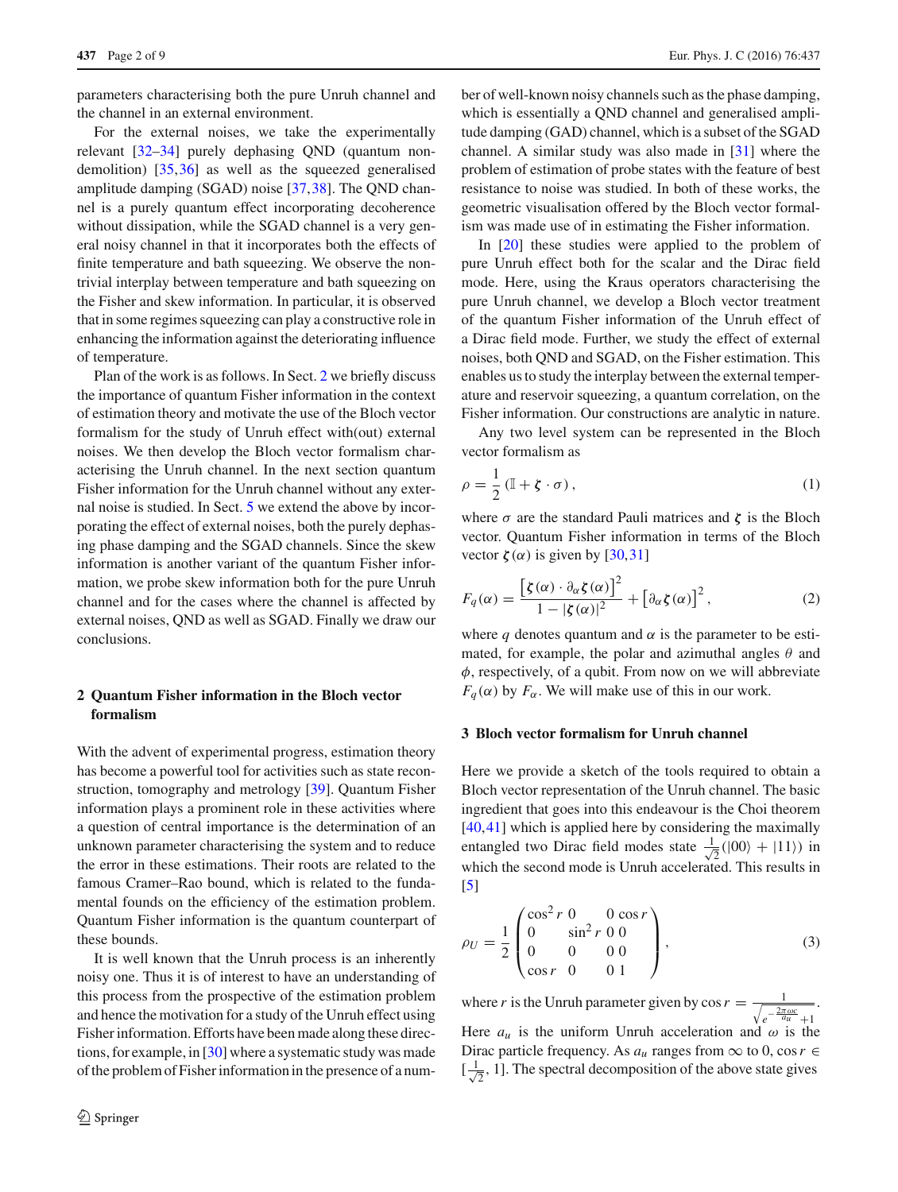parameters characterising both the pure Unruh channel and the channel in an external environment.

For the external noises, we take the experimentally relevant [32–34] purely dephasing QND (quantum non-demolition) [35,36] as well as the squeezed generalised amplitude damping (SGAD) noise [37,38]. The QND channel is a purely quantum effect incorporating decoherence without dissipation, while the SGAD channel is a very general noisy channel in that it incorporates both the effects of finite temperature and bath squeezing. We observe the non-trivial interplay between temperature and bath squeezing on the Fisher and skew information. In particular, it is observed that in some regimes squeezing can play a constructive role in enhancing the information against the deteriorating influence of temperature.

Plan of the work is as follows. In Sect. 2 we briefly discuss the importance of quantum Fisher information in the context of estimation theory and motivate the use of the Bloch vector formalism for the study of Unruh effect with(out) external noises. We then develop the Bloch vector formalism characterising the Unruh channel. In the next section quantum Fisher information for the Unruh channel without any external noise is studied. In Sect. 5 we extend the above by incorporating the effect of external noises, both the purely dephasing phase damping and the SGAD channels. Since the skew information is another variant of the quantum Fisher information, we probe skew information both for the pure Unruh channel and for the cases where the channel is affected by external noises, QND as well as SGAD. Finally we draw our conclusions.

## 2 Quantum Fisher information in the Bloch vector formalism

With the advent of experimental progress, estimation theory has become a powerful tool for activities such as state reconstruction, tomography and metrology [39]. Quantum Fisher information plays a prominent role in these activities where a question of central importance is the determination of an unknown parameter characterising the system and to reduce the error in these estimations. Their roots are related to the famous Cramer–Rao bound, which is related to the fundamental founds on the efficiency of the estimation problem. Quantum Fisher information is the quantum counterpart of these bounds.

It is well known that the Unruh process is an inherently noisy one. Thus it is of interest to have an understanding of this process from the prospective of the estimation problem and hence the motivation for a study of the Unruh effect using Fisher information. Efforts have been made along these directions, for example, in [30] where a systematic study was made of the problem of Fisher information in the presence of a number of well-known noisy channels such as the phase damping, which is essentially a QND channel and generalised amplitude damping (GAD) channel, which is a subset of the SGAD channel. A similar study was also made in [31] where the problem of estimation of probe states with the feature of best resistance to noise was studied. In both of these works, the geometric visualisation offered by the Bloch vector formalism was made use of in estimating the Fisher information.

In [20] these studies were applied to the problem of pure Unruh effect both for the scalar and the Dirac field mode. Here, using the Kraus operators characterising the pure Unruh channel, we develop a Bloch vector treatment of the quantum Fisher information of the Unruh effect of a Dirac field mode. Further, we study the effect of external noises, both QND and SGAD, on the Fisher estimation. This enables us to study the interplay between the external temperature and reservoir squeezing, a quantum correlation, on the Fisher information. Our constructions are analytic in nature.

Any two level system can be represented in the Bloch vector formalism as

$$\rho = \frac{1}{2}\left(\mathbb{I} + \boldsymbol{\zeta} \cdot \sigma\right), \tag{1}$$

where $\sigma$ are the standard Pauli matrices and $\boldsymbol{\zeta}$ is the Bloch vector. Quantum Fisher information in terms of the Bloch vector $\boldsymbol{\zeta}(\alpha)$ is given by [30,31]

$$F_q(\alpha) = \frac{\left[\boldsymbol{\zeta}(\alpha) \cdot \partial_\alpha \boldsymbol{\zeta}(\alpha)\right]^2}{1 - |\boldsymbol{\zeta}(\alpha)|^2} + \left[\partial_\alpha \boldsymbol{\zeta}(\alpha)\right]^2, \tag{2}$$

where $q$ denotes quantum and $\alpha$ is the parameter to be estimated, for example, the polar and azimuthal angles $\theta$ and $\phi$, respectively, of a qubit. From now on we will abbreviate $F_q(\alpha)$ by $F_\alpha$. We will make use of this in our work.

## 3 Bloch vector formalism for Unruh channel

Here we provide a sketch of the tools required to obtain a Bloch vector representation of the Unruh channel. The basic ingredient that goes into this endeavour is the Choi theorem [40,41] which is applied here by considering the maximally entangled two Dirac field modes state $\frac{1}{\sqrt{2}}(|00\rangle + |11\rangle)$ in which the second mode is Unruh accelerated. This results in [5]

$$\rho_U = \frac{1}{2}\begin{pmatrix} \cos^2 r & 0 & 0 & \cos r \\ 0 & \sin^2 r & 0 & 0 \\ 0 & 0 & 0 & 0 \\ \cos r & 0 & 0 & 1 \end{pmatrix}, \tag{3}$$

where $r$ is the Unruh parameter given by $\cos r = \frac{1}{\sqrt{e^{-\frac{2\pi\omega c}{a_u}}+1}}$. Here $a_u$ is the uniform Unruh acceleration and $\omega$ is the Dirac particle frequency. As $a_u$ ranges from $\infty$ to 0, $\cos r \in [\frac{1}{\sqrt{2}}, 1]$. The spectral decomposition of the above state gives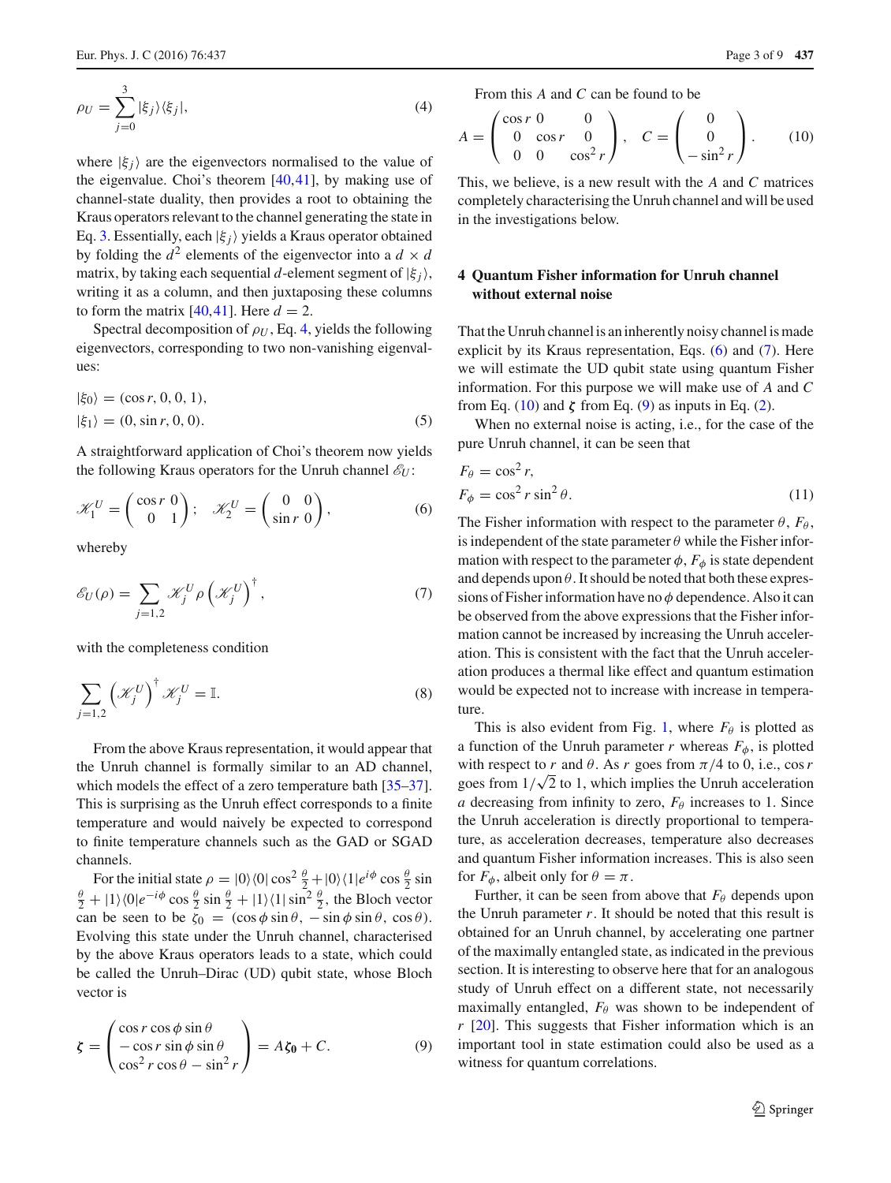$$\rho_U = \sum_{j=0}^{3} |\xi_j\rangle\langle\xi_j|, \tag{4}$$

where $|\xi_j\rangle$ are the eigenvectors normalised to the value of the eigenvalue. Choi's theorem [40,41], by making use of the channel-state duality, then provides a root to obtaining the Kraus operators relevant to the channel generating the state in Eq. 3. Essentially, each $|\xi_j\rangle$ yields a Kraus operator obtained by folding the $d^2$ elements of the eigenvector into a $d \times d$ matrix, by taking each sequential $d$-element segment of $|\xi_j\rangle$, writing it as a column, and then juxtaposing these columns to form the matrix [40,41]. Here $d = 2$.

Spectral decomposition of $\rho_U$, Eq. 4, yields the following eigenvectors, corresponding to two non-vanishing eigenvalues:

$$|\xi_0\rangle = (\cos r, 0, 0, 1),$$
$$|\xi_1\rangle = (0, \sin r, 0, 0). \tag{5}$$

A straightforward application of Choi's theorem now yields the following Kraus operators for the Unruh channel $\mathscr{E}_U$:

$$\mathscr{K}_1^U = \begin{pmatrix} \cos r & 0 \\ 0 & 1 \end{pmatrix}; \quad \mathscr{K}_2^U = \begin{pmatrix} 0 & 0 \\ \sin r & 0 \end{pmatrix}, \tag{6}$$

whereby

$$\mathscr{E}_U(\rho) = \sum_{j=1,2} \mathscr{K}_j^U \rho \left(\mathscr{K}_j^U\right)^\dagger, \tag{7}$$

with the completeness condition

$$\sum_{j=1,2} \left(\mathscr{K}_j^U\right)^\dagger \mathscr{K}_j^U = \mathbb{I}. \tag{8}$$

From the above Kraus representation, it would appear that the Unruh channel is formally similar to an AD channel, which models the effect of a zero temperature bath [35–37]. This is surprising as the Unruh effect corresponds to a finite temperature and would naively be expected to correspond to finite temperature channels such as the GAD or SGAD channels.

For the initial state $\rho = |0\rangle\langle 0| \cos^2\frac{\theta}{2} + |0\rangle\langle 1| e^{i\phi} \cos\frac{\theta}{2} \sin\frac{\theta}{2} + |1\rangle\langle 0| e^{-i\phi} \cos\frac{\theta}{2} \sin\frac{\theta}{2} + |1\rangle\langle 1| \sin^2\frac{\theta}{2}$, the Bloch vector can be seen to be $\zeta_0 = (\cos\phi \sin\theta, -\sin\phi \sin\theta, \cos\theta)$. Evolving this state under the Unruh channel, characterised by the above Kraus operators leads to a state, which could be called the Unruh–Dirac (UD) qubit state, whose Bloch vector is

$$\boldsymbol{\zeta} = \begin{pmatrix} \cos r \cos\phi \sin\theta \\ -\cos r \sin\phi \sin\theta \\ \cos^2 r \cos\theta - \sin^2 r \end{pmatrix} = A\boldsymbol{\zeta_0} + C. \tag{9}$$

From this $A$ and $C$ can be found to be

$$A = \begin{pmatrix} \cos r & 0 & 0 \\ 0 & \cos r & 0 \\ 0 & 0 & \cos^2 r \end{pmatrix}, \quad C = \begin{pmatrix} 0 \\ 0 \\ -\sin^2 r \end{pmatrix}. \tag{10}$$

This, we believe, is a new result with the $A$ and $C$ matrices completely characterising the Unruh channel and will be used in the investigations below.

## 4 Quantum Fisher information for Unruh channel without external noise

That the Unruh channel is an inherently noisy channel is made explicit by its Kraus representation, Eqs. (6) and (7). Here we will estimate the UD qubit state using quantum Fisher information. For this purpose we will make use of $A$ and $C$ from Eq. (10) and $\boldsymbol{\zeta}$ from Eq. (9) as inputs in Eq. (2).

When no external noise is acting, i.e., for the case of the pure Unruh channel, it can be seen that

$$F_\theta = \cos^2 r,$$
$$F_\phi = \cos^2 r \sin^2\theta. \tag{11}$$

The Fisher information with respect to the parameter $\theta$, $F_\theta$, is independent of the state parameter $\theta$ while the Fisher information with respect to the parameter $\phi$, $F_\phi$ is state dependent and depends upon $\theta$. It should be noted that both these expressions of Fisher information have no $\phi$ dependence. Also it can be observed from the above expressions that the Fisher information cannot be increased by increasing the Unruh acceleration. This is consistent with the fact that the Unruh acceleration produces a thermal like effect and quantum estimation would be expected not to increase with increase in temperature.

This is also evident from Fig. 1, where $F_\theta$ is plotted as a function of the Unruh parameter $r$ whereas $F_\phi$, is plotted with respect to $r$ and $\theta$. As $r$ goes from $\pi/4$ to 0, i.e., $\cos r$ goes from $1/\sqrt{2}$ to 1, which implies the Unruh acceleration $a$ decreasing from infinity to zero, $F_\theta$ increases to 1. Since the Unruh acceleration is directly proportional to temperature, as acceleration decreases, temperature also decreases and quantum Fisher information increases. This is also seen for $F_\phi$, albeit only for $\theta = \pi$.

Further, it can be seen from above that $F_\theta$ depends upon the Unruh parameter $r$. It should be noted that this result is obtained for an Unruh channel, by accelerating one partner of the maximally entangled state, as indicated in the previous section. It is interesting to observe here that for an analogous study of Unruh effect on a different state, not necessarily maximally entangled, $F_\theta$ was shown to be independent of $r$ [20]. This suggests that Fisher information which is an important tool in state estimation could also be used as a witness for quantum correlations.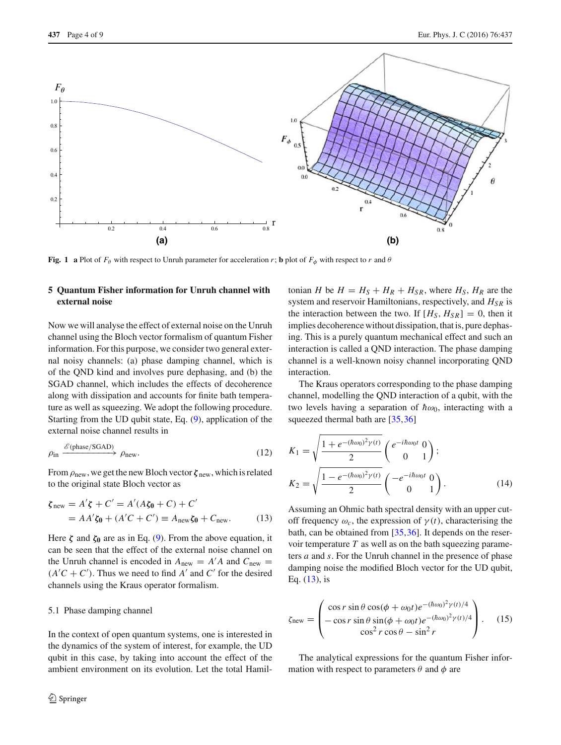**Fig. 1** **a** Plot of $F_\theta$ with respect to Unruh parameter for acceleration $r$; **b** plot of $F_\phi$ with respect to $r$ and $\theta$

## 5 Quantum Fisher information for Unruh channel with external noise

Now we will analyse the effect of external noise on the Unruh channel using the Bloch vector formalism of quantum Fisher information. For this purpose, we consider two general external noisy channels: (a) phase damping channel, which is of the QND kind and involves pure dephasing, and (b) the SGAD channel, which includes the effects of decoherence along with dissipation and accounts for finite bath temperature as well as squeezing. We adopt the following procedure. Starting from the UD qubit state, Eq. (9), application of the external noise channel results in

$$\rho_{\text{in}} \xrightarrow{\mathscr{E}(\text{phase/SGAD})} \rho_{\text{new}}. \tag{12}$$

From $\rho_{\text{new}}$, we get the new Bloch vector $\boldsymbol{\zeta}_{\text{new}}$, which is related to the original state Bloch vector as

$$\begin{aligned}\boldsymbol{\zeta}_{\text{new}} &= A'\boldsymbol{\zeta} + C' = A'(A\boldsymbol{\zeta_0} + C) + C' \\ &= AA'\boldsymbol{\zeta_0} + (A'C + C') \equiv A_{\text{new}}\boldsymbol{\zeta_0} + C_{\text{new}}.\end{aligned} \tag{13}$$

Here $\boldsymbol{\zeta}$ and $\boldsymbol{\zeta_0}$ are as in Eq. (9). From the above equation, it can be seen that the effect of the external noise channel on the Unruh channel is encoded in $A_{\text{new}} = A'A$ and $C_{\text{new}} = (A'C + C')$. Thus we need to find $A'$ and $C'$ for the desired channels using the Kraus operator formalism.

### 5.1 Phase damping channel

In the context of open quantum systems, one is interested in the dynamics of the system of interest, for example, the UD qubit in this case, by taking into account the effect of the ambient environment on its evolution. Let the total Hamiltonian $H$ be $H = H_S + H_R + H_{SR}$, where $H_S$, $H_R$ are the system and reservoir Hamiltonians, respectively, and $H_{SR}$ is the interaction between the two. If $[H_S, H_{SR}] = 0$, then it implies decoherence without dissipation, that is, pure dephasing. This is a purely quantum mechanical effect and such an interaction is called a QND interaction. The phase damping channel is a well-known noisy channel incorporating QND interaction.

The Kraus operators corresponding to the phase damping channel, modelling the QND interaction of a qubit, with the two levels having a separation of $\hbar\omega_0$, interacting with a squeezed thermal bath are [35,36]

$$\begin{aligned}K_1 &= \sqrt{\frac{1 + e^{-(\hbar\omega_0)^2\gamma(t)}}{2}} \begin{pmatrix} e^{-i\hbar\omega_0 t} & 0 \\ 0 & 1 \end{pmatrix}; \\ K_2 &= \sqrt{\frac{1 - e^{-(\hbar\omega_0)^2\gamma(t)}}{2}} \begin{pmatrix} -e^{-i\hbar\omega_0 t} & 0 \\ 0 & 1 \end{pmatrix}.\end{aligned} \tag{14}$$

Assuming an Ohmic bath spectral density with an upper cut-off frequency $\omega_c$, the expression of $\gamma(t)$, characterising the bath, can be obtained from [35,36]. It depends on the reservoir temperature $T$ as well as on the bath squeezing parameters $a$ and $s$. For the Unruh channel in the presence of phase damping noise the modified Bloch vector for the UD qubit, Eq. (13), is

$$\zeta_{\text{new}} = \begin{pmatrix} \cos r \sin\theta \cos(\phi + \omega_0 t) e^{-(\hbar\omega_0)^2\gamma(t)/4} \\ -\cos r \sin\theta \sin(\phi + \omega_0 t) e^{-(\hbar\omega_0)^2\gamma(t)/4} \\ \cos^2 r \cos\theta - \sin^2 r \end{pmatrix}. \tag{15}$$

The analytical expressions for the quantum Fisher information with respect to parameters $\theta$ and $\phi$ are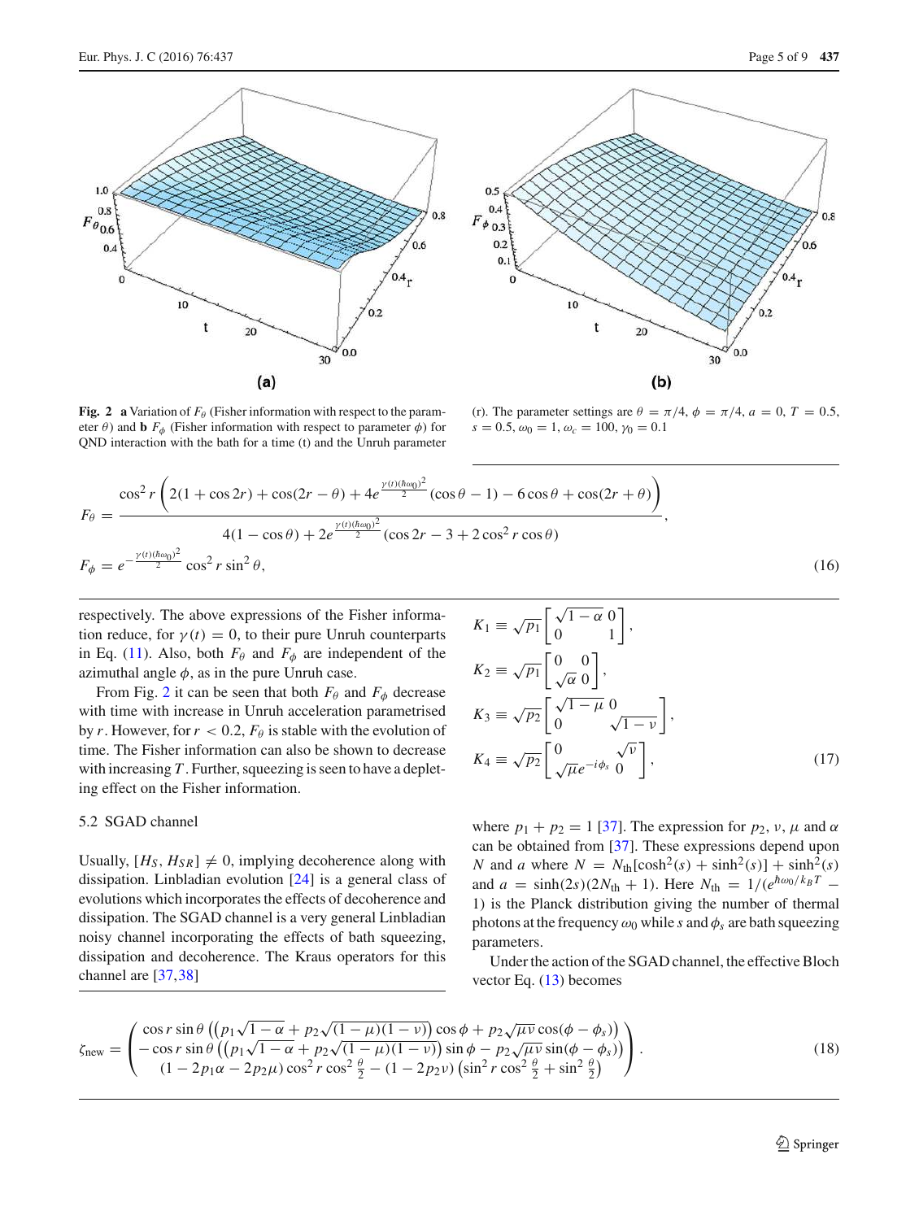**Fig. 2** **a** Variation of $F_\theta$ (Fisher information with respect to the parameter $\theta$) and **b** $F_\phi$ (Fisher information with respect to parameter $\phi$) for QND interaction with the bath for a time (t) and the Unruh parameter (r). The parameter settings are $\theta = \pi/4$, $\phi = \pi/4$, $a = 0$, $T = 0.5$, $s = 0.5$, $\omega_0 = 1$, $\omega_c = 100$, $\gamma_0 = 0.1$

$$F_\theta = \frac{\cos^2 r \left(2(1+\cos 2r) + \cos(2r-\theta) + 4e^{\frac{\gamma(t)(\hbar\omega_0)^2}{2}}(\cos\theta - 1) - 6\cos\theta + \cos(2r+\theta)\right)}{4(1-\cos\theta) + 2e^{\frac{\gamma(t)(\hbar\omega_0)^2}{2}}(\cos 2r - 3 + 2\cos^2 r\cos\theta)},$$
$$F_\phi = e^{-\frac{\gamma(t)(\hbar\omega_0)^2}{2}}\cos^2 r\sin^2\theta, \tag{16}$$

respectively. The above expressions of the Fisher information reduce, for $\gamma(t) = 0$, to their pure Unruh counterparts in Eq. (11). Also, both $F_\theta$ and $F_\phi$ are independent of the azimuthal angle $\phi$, as in the pure Unruh case.

From Fig. 2 it can be seen that both $F_\theta$ and $F_\phi$ decrease with time with increase in Unruh acceleration parametrised by $r$. However, for $r < 0.2$, $F_\theta$ is stable with the evolution of time. The Fisher information can also be shown to decrease with increasing $T$. Further, squeezing is seen to have a depleting effect on the Fisher information.

### 5.2 SGAD channel

Usually, $[H_S, H_{SR}] \neq 0$, implying decoherence along with dissipation. Linbladian evolution [24] is a general class of evolutions which incorporates the effects of decoherence and dissipation. The SGAD channel is a very general Linbladian noisy channel incorporating the effects of bath squeezing, dissipation and decoherence. The Kraus operators for this channel are [37,38]

$$K_1 \equiv \sqrt{p_1}\begin{bmatrix}\sqrt{1-\alpha} & 0\\ 0 & 1\end{bmatrix},$$
$$K_2 \equiv \sqrt{p_1}\begin{bmatrix}0 & 0\\ \sqrt{\alpha} & 0\end{bmatrix},$$
$$K_3 \equiv \sqrt{p_2}\begin{bmatrix}\sqrt{1-\mu} & 0\\ 0 & \sqrt{1-\nu}\end{bmatrix},$$
$$K_4 \equiv \sqrt{p_2}\begin{bmatrix}0 & \sqrt{\nu}\\ \sqrt{\mu}e^{-i\phi_s} & 0\end{bmatrix}, \tag{17}$$

where $p_1 + p_2 = 1$ [37]. The expression for $p_2$, $\nu$, $\mu$ and $\alpha$ can be obtained from [37]. These expressions depend upon $N$ and $a$ where $N = N_{\rm th}[\cosh^2(s) + \sinh^2(s)] + \sinh^2(s)$ and $a = \sinh(2s)(2N_{\rm th} + 1)$. Here $N_{\rm th} = 1/(e^{\hbar\omega_0/k_B T} - 1)$ is the Planck distribution giving the number of thermal photons at the frequency $\omega_0$ while $s$ and $\phi_s$ are bath squeezing parameters.

Under the action of the SGAD channel, the effective Bloch vector Eq. (13) becomes

$$\zeta_{\rm new} = \begin{pmatrix} \cos r\sin\theta\left(\left(p_1\sqrt{1-\alpha} + p_2\sqrt{(1-\mu)(1-\nu)}\right)\cos\phi + p_2\sqrt{\mu\nu}\cos(\phi-\phi_s)\right)\\ -\cos r\sin\theta\left(\left(p_1\sqrt{1-\alpha} + p_2\sqrt{(1-\mu)(1-\nu)}\right)\sin\phi - p_2\sqrt{\mu\nu}\sin(\phi-\phi_s)\right)\\ (1-2p_1\alpha - 2p_2\mu)\cos^2 r\cos^2\frac{\theta}{2} - (1-2p_2\nu)\left(\sin^2 r\cos^2\frac{\theta}{2} + \sin^2\frac{\theta}{2}\right)\end{pmatrix}. \tag{18}$$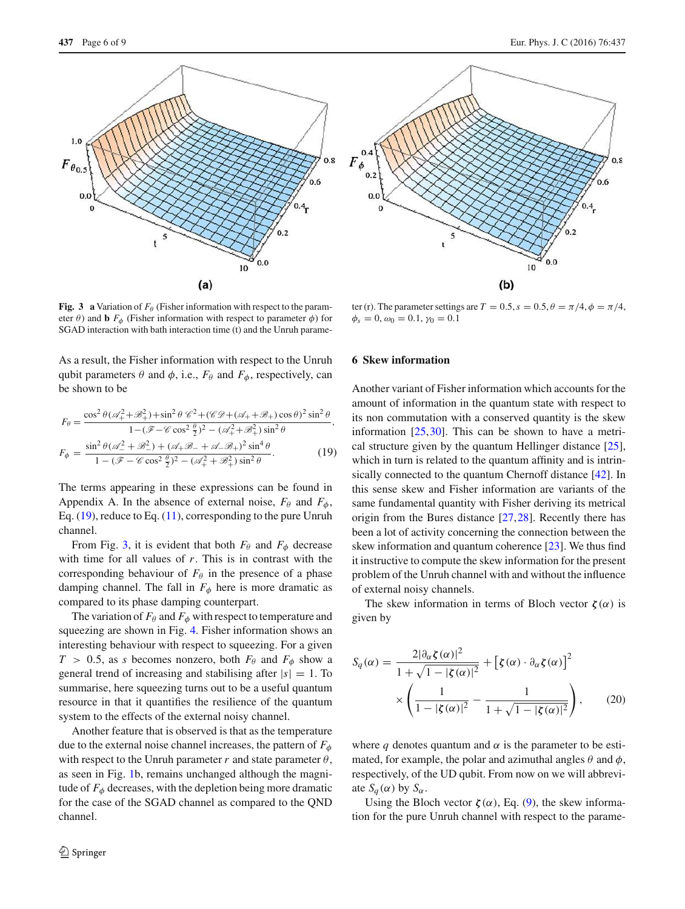**Fig. 3** **a** Variation of $F_\theta$ (Fisher information with respect to the parameter $\theta$) and **b** $F_\phi$ (Fisher information with respect to parameter $\phi$) for SGAD interaction with bath interaction time (t) and the Unruh parameter (r). The parameter settings are $T = 0.5, s = 0.5, \theta = \pi/4, \phi = \pi/4, \phi_s = 0, \omega_0 = 0.1, \gamma_0 = 0.1$

As a result, the Fisher information with respect to the Unruh qubit parameters $\theta$ and $\phi$, i.e., $F_\theta$ and $F_\phi$, respectively, can be shown to be

$$F_\theta = \frac{\cos^2\theta(\mathscr{A}_+^2+\mathscr{B}_+^2)+\sin^2\theta\,\mathscr{C}^2+(\mathscr{C}\mathscr{D}+(\mathscr{A}_++\mathscr{B}_+)\cos\theta)^2\sin^2\theta}{1-(\mathscr{F}-\mathscr{C}\cos^2\frac{\theta}{2})^2-(\mathscr{A}_+^2+\mathscr{B}_+^2)\sin^2\theta},$$

$$F_\phi = \frac{\sin^2\theta(\mathscr{A}_-^2+\mathscr{B}_-^2)+(\mathscr{A}_+\mathscr{B}_-+\mathscr{A}_-\mathscr{B}_+)^2\sin^4\theta}{1-(\mathscr{F}-\mathscr{C}\cos^2\frac{\theta}{2})^2-(\mathscr{A}_+^2+\mathscr{B}_+^2)\sin^2\theta}. \tag{19}$$

The terms appearing in these expressions can be found in Appendix A. In the absence of external noise, $F_\theta$ and $F_\phi$, Eq. (19), reduce to Eq. (11), corresponding to the pure Unruh channel.

From Fig. 3, it is evident that both $F_\theta$ and $F_\phi$ decrease with time for all values of $r$. This is in contrast with the corresponding behaviour of $F_\theta$ in the presence of a phase damping channel. The fall in $F_\phi$ here is more dramatic as compared to its phase damping counterpart.

The variation of $F_\theta$ and $F_\phi$ with respect to temperature and squeezing are shown in Fig. 4. Fisher information shows an interesting behaviour with respect to squeezing. For a given $T > 0.5$, as $s$ becomes nonzero, both $F_\theta$ and $F_\phi$ show a general trend of increasing and stabilising after $|s| = 1$. To summarise, here squeezing turns out to be a useful quantum resource in that it quantifies the resilience of the quantum system to the effects of the external noisy channel.

Another feature that is observed is that as the temperature due to the external noise channel increases, the pattern of $F_\phi$ with respect to the Unruh parameter $r$ and state parameter $\theta$, as seen in Fig. 1b, remains unchanged although the magnitude of $F_\phi$ decreases, with the depletion being more dramatic for the case of the SGAD channel as compared to the QND channel.

## 6 Skew information

Another variant of Fisher information which accounts for the amount of information in the quantum state with respect to its non commutation with a conserved quantity is the skew information [25,30]. This can be shown to have a metrical structure given by the quantum Hellinger distance [25], which in turn is related to the quantum affinity and is intrinsically connected to the quantum Chernoff distance [42]. In this sense skew and Fisher information are variants of the same fundamental quantity with Fisher deriving its metrical origin from the Bures distance [27,28]. Recently there has been a lot of activity concerning the connection between the skew information and quantum coherence [23]. We thus find it instructive to compute the skew information for the present problem of the Unruh channel with and without the influence of external noisy channels.

The skew information in terms of Bloch vector $\boldsymbol{\zeta}(\alpha)$ is given by

$$S_q(\alpha) = \frac{2|\partial_\alpha \boldsymbol{\zeta}(\alpha)|^2}{1+\sqrt{1-|\boldsymbol{\zeta}(\alpha)|^2}} + \left[\boldsymbol{\zeta}(\alpha)\cdot\partial_\alpha\boldsymbol{\zeta}(\alpha)\right]^2 \times \left(\frac{1}{1-|\boldsymbol{\zeta}(\alpha)|^2} - \frac{1}{1+\sqrt{1-|\boldsymbol{\zeta}(\alpha)|^2}}\right), \tag{20}$$

where $q$ denotes quantum and $\alpha$ is the parameter to be estimated, for example, the polar and azimuthal angles $\theta$ and $\phi$, respectively, of the UD qubit. From now on we will abbreviate $S_q(\alpha)$ by $S_\alpha$.

Using the Bloch vector $\boldsymbol{\zeta}(\alpha)$, Eq. (9), the skew information for the pure Unruh channel with respect to the parame-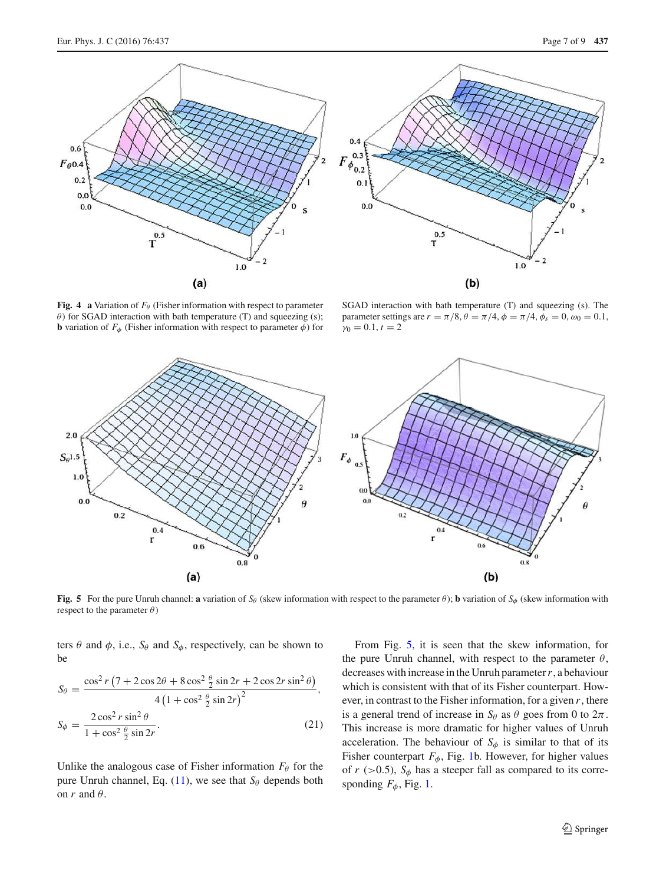**Fig. 4** **a** Variation of $F_\theta$ (Fisher information with respect to parameter $\theta$) for SGAD interaction with bath temperature (T) and squeezing (s); **b** variation of $F_\phi$ (Fisher information with respect to parameter $\phi$) for SGAD interaction with bath temperature (T) and squeezing (s). The parameter settings are $r = \pi/8, \theta = \pi/4, \phi = \pi/4, \phi_s = 0, \omega_0 = 0.1, \gamma_0 = 0.1, t = 2$

**Fig. 5** For the pure Unruh channel: **a** variation of $S_\theta$ (skew information with respect to the parameter $\theta$); **b** variation of $S_\phi$ (skew information with respect to the parameter $\theta$)

ters $\theta$ and $\phi$, i.e., $S_\theta$ and $S_\phi$, respectively, can be shown to be

$$S_\theta = \frac{\cos^2 r \left(7 + 2\cos 2\theta + 8\cos^2 \frac{\theta}{2} \sin 2r + 2\cos 2r \sin^2 \theta\right)}{4\left(1 + \cos^2 \frac{\theta}{2} \sin 2r\right)^2},$$

$$S_\phi = \frac{2\cos^2 r \sin^2 \theta}{1 + \cos^2 \frac{\theta}{2} \sin 2r}. \tag{21}$$

Unlike the analogous case of Fisher information $F_\theta$ for the pure Unruh channel, Eq. (11), we see that $S_\theta$ depends both on $r$ and $\theta$.

From Fig. 5, it is seen that the skew information, for the pure Unruh channel, with respect to the parameter $\theta$, decreases with increase in the Unruh parameter $r$, a behaviour which is consistent with that of its Fisher counterpart. However, in contrast to the Fisher information, for a given $r$, there is a general trend of increase in $S_\theta$ as $\theta$ goes from 0 to $2\pi$. This increase is more dramatic for higher values of Unruh acceleration. The behaviour of $S_\phi$ is similar to that of its Fisher counterpart $F_\phi$, Fig. 1b. However, for higher values of $r$ (>0.5), $S_\phi$ has a steeper fall as compared to its corresponding $F_\phi$, Fig. 1.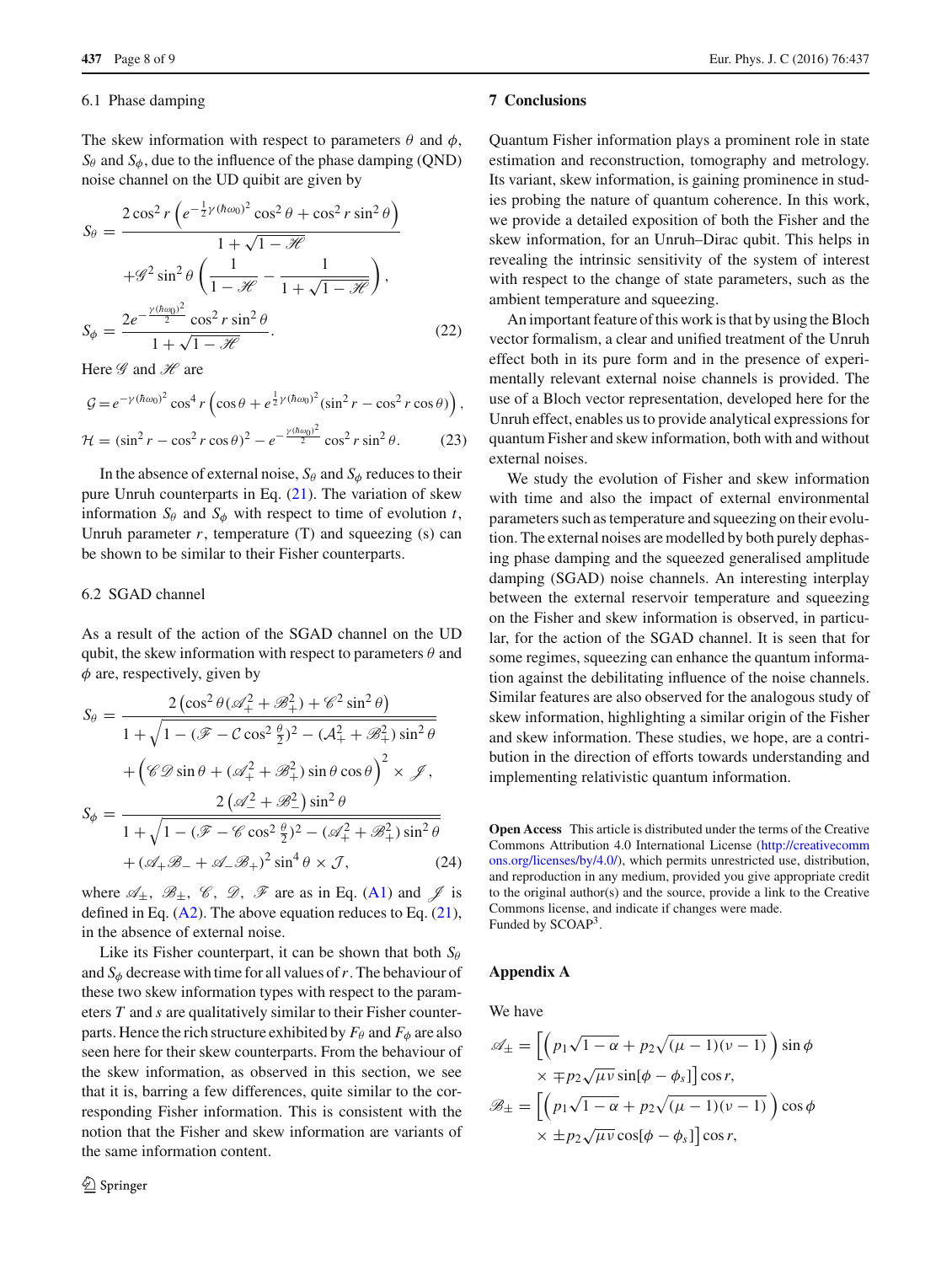### 6.1 Phase damping

The skew information with respect to parameters $\theta$ and $\phi$, $S_\theta$ and $S_\phi$, due to the influence of the phase damping (QND) noise channel on the UD qubit are given by

$$S_\theta = \frac{2\cos^2 r \left(e^{-\frac{1}{2}\gamma(\hbar\omega_0)^2}\cos^2\theta + \cos^2 r \sin^2\theta\right)}{1+\sqrt{1-\mathscr{H}}} + \mathscr{G}^2 \sin^2\theta \left(\frac{1}{1-\mathscr{H}} - \frac{1}{1+\sqrt{1-\mathscr{H}}}\right),$$

$$S_\phi = \frac{2e^{-\frac{\gamma(\hbar\omega_0)^2}{2}}\cos^2 r \sin^2\theta}{1+\sqrt{1-\mathscr{H}}}. \tag{22}$$

Here $\mathscr{G}$ and $\mathscr{H}$ are

$$\mathcal{G} = e^{-\gamma(\hbar\omega_0)^2}\cos^4 r\left(\cos\theta + e^{\frac{1}{2}\gamma(\hbar\omega_0)^2}(\sin^2 r - \cos^2 r\cos\theta)\right),$$
$$\mathcal{H} = (\sin^2 r - \cos^2 r \cos\theta)^2 - e^{-\frac{\gamma(\hbar\omega_0)^2}{2}}\cos^2 r \sin^2\theta. \tag{23}$$

In the absence of external noise, $S_\theta$ and $S_\phi$ reduces to their pure Unruh counterparts in Eq. (21). The variation of skew information $S_\theta$ and $S_\phi$ with respect to time of evolution $t$, Unruh parameter $r$, temperature (T) and squeezing (s) can be shown to be similar to their Fisher counterparts.

### 6.2 SGAD channel

As a result of the action of the SGAD channel on the UD qubit, the skew information with respect to parameters $\theta$ and $\phi$ are, respectively, given by

$$S_\theta = \frac{2\left(\cos^2\theta(\mathscr{A}_+^2 + \mathscr{B}_+^2) + \mathscr{C}^2\sin^2\theta\right)}{1+\sqrt{1-(\mathscr{F}-\mathcal{C}\cos^2\frac{\theta}{2})^2 - (\mathcal{A}_+^2+\mathscr{B}_+^2)\sin^2\theta}} + \left(\mathscr{C}\mathscr{D}\sin\theta + (\mathscr{A}_+^2+\mathscr{B}_+^2)\sin\theta\cos\theta\right)^2 \times \mathscr{J},$$

$$S_\phi = \frac{2\left(\mathscr{A}_-^2 + \mathscr{B}_-^2\right)\sin^2\theta}{1+\sqrt{1-(\mathscr{F}-\mathscr{C}\cos^2\frac{\theta}{2})^2 - (\mathscr{A}_+^2+\mathscr{B}_+^2)\sin^2\theta}} + (\mathscr{A}_+\mathscr{B}_- + \mathscr{A}_-\mathscr{B}_+)^2\sin^4\theta \times \mathcal{J}, \tag{24}$$

where $\mathscr{A}_\pm$, $\mathscr{B}_\pm$, $\mathscr{C}$, $\mathscr{D}$, $\mathscr{F}$ are as in Eq. (A1) and $\mathscr{J}$ is defined in Eq. (A2). The above equation reduces to Eq. (21), in the absence of external noise.

Like its Fisher counterpart, it can be shown that both $S_\theta$ and $S_\phi$ decrease with time for all values of $r$. The behaviour of these two skew information types with respect to the parameters $T$ and $s$ are qualitatively similar to their Fisher counterparts. Hence the rich structure exhibited by $F_\theta$ and $F_\phi$ are also seen here for their skew counterparts. From the behaviour of the skew information, as observed in this section, we see that it is, barring a few differences, quite similar to the corresponding Fisher information. This is consistent with the notion that the Fisher and skew information are variants of the same information content.

## 7 Conclusions

Quantum Fisher information plays a prominent role in state estimation and reconstruction, tomography and metrology. Its variant, skew information, is gaining prominence in studies probing the nature of quantum coherence. In this work, we provide a detailed exposition of both the Fisher and the skew information, for an Unruh–Dirac qubit. This helps in revealing the intrinsic sensitivity of the system of interest with respect to the change of state parameters, such as the ambient temperature and squeezing.

An important feature of this work is that by using the Bloch vector formalism, a clear and unified treatment of the Unruh effect both in its pure form and in the presence of experimentally relevant external noise channels is provided. The use of a Bloch vector representation, developed here for the Unruh effect, enables us to provide analytical expressions for quantum Fisher and skew information, both with and without external noises.

We study the evolution of Fisher and skew information with time and also the impact of external environmental parameters such as temperature and squeezing on their evolution. The external noises are modelled by both purely dephasing phase damping and the squeezed generalised amplitude damping (SGAD) noise channels. An interesting interplay between the external reservoir temperature and squeezing on the Fisher and skew information is observed, in particular, for the action of the SGAD channel. It is seen that for some regimes, squeezing can enhance the quantum information against the debilitating influence of the noise channels. Similar features are also observed for the analogous study of skew information, highlighting a similar origin of the Fisher and skew information. These studies, we hope, are a contribution in the direction of efforts towards understanding and implementing relativistic quantum information.

**Open Access** This article is distributed under the terms of the Creative Commons Attribution 4.0 International License (http://creativecommons.org/licenses/by/4.0/), which permits unrestricted use, distribution, and reproduction in any medium, provided you give appropriate credit to the original author(s) and the source, provide a link to the Creative Commons license, and indicate if changes were made.
Funded by SCOAP[3].

## Appendix A

We have

$$\mathscr{A}_\pm = \left[\left(p_1\sqrt{1-\alpha} + p_2\sqrt{(\mu-1)(\nu-1)}\right)\sin\phi \times \mp p_2\sqrt{\mu\nu}\sin[\phi-\phi_s]\right]\cos r,$$

$$\mathscr{B}_\pm = \left[\left(p_1\sqrt{1-\alpha} + p_2\sqrt{(\mu-1)(\nu-1)}\right)\cos\phi \times \pm p_2\sqrt{\mu\nu}\cos[\phi-\phi_s]\right]\cos r,$$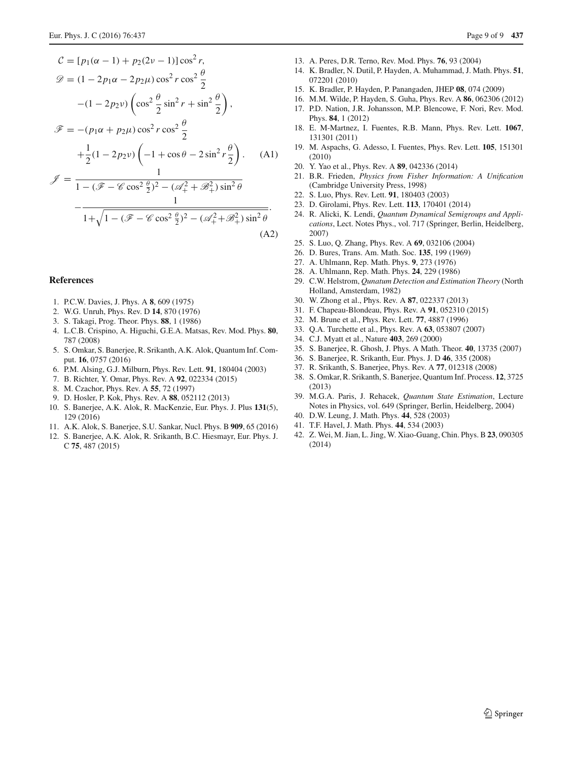$$
\begin{aligned}
\mathcal{C} &= [p_1(\alpha - 1) + p_2(2\nu - 1)] \cos^2 r, \\
\mathscr{D} &= (1 - 2p_1\alpha - 2p_2\mu) \cos^2 r \cos^2 \frac{\theta}{2} \\
&\quad -(1 - 2p_2\nu) \left( \cos^2 \frac{\theta}{2} \sin^2 r + \sin^2 \frac{\theta}{2} \right), \\
\mathscr{F} &= -(p_1\alpha + p_2\mu) \cos^2 r \cos^2 \frac{\theta}{2} \\
&\quad + \frac{1}{2}(1 - 2p_2\nu) \left( -1 + \cos\theta - 2\sin^2 r \frac{\theta}{2} \right). \qquad \text{(A1)}
\end{aligned}
$$

$$
\begin{aligned}
\mathscr{J} &= \frac{1}{1 - (\mathscr{F} - \mathscr{C} \cos^2 \frac{\theta}{2})^2 - (\mathscr{A}_+^2 + \mathscr{B}_+^2) \sin^2\theta} \\
&\quad - \frac{1}{1 + \sqrt{1 - (\mathscr{F} - \mathscr{C} \cos^2 \frac{\theta}{2})^2 - (\mathscr{A}_+^2 + \mathscr{B}_+^2) \sin^2\theta}}. \qquad \text{(A2)}
\end{aligned}
$$

## References

1. P.C.W. Davies, J. Phys. A **8**, 609 (1975)
2. W.G. Unruh, Phys. Rev. D **14**, 870 (1976)
3. S. Takagi, Prog. Theor. Phys. **88**, 1 (1986)
4. L.C.B. Crispino, A. Higuchi, G.E.A. Matsas, Rev. Mod. Phys. **80**, 787 (2008)
5. S. Omkar, S. Banerjee, R. Srikanth, A.K. Alok, Quantum Inf. Comput. **16**, 0757 (2016)
6. P.M. Alsing, G.J. Milburn, Phys. Rev. Lett. **91**, 180404 (2003)
7. B. Richter, Y. Omar, Phys. Rev. A **92**, 022334 (2015)
8. M. Czachor, Phys. Rev. A **55**, 72 (1997)
9. D. Hosler, P. Kok, Phys. Rev. A **88**, 052112 (2013)
10. S. Banerjee, A.K. Alok, R. MacKenzie, Eur. Phys. J. Plus **131**(5), 129 (2016)
11. A.K. Alok, S. Banerjee, S.U. Sankar, Nucl. Phys. B **909**, 65 (2016)
12. S. Banerjee, A.K. Alok, R. Srikanth, B.C. Hiesmayr, Eur. Phys. J. C **75**, 487 (2015)
13. A. Peres, D.R. Terno, Rev. Mod. Phys. **76**, 93 (2004)
14. K. Bradler, N. Dutil, P. Hayden, A. Muhammad, J. Math. Phys. **51**, 072201 (2010)
15. K. Bradler, P. Hayden, P. Panangaden, JHEP **08**, 074 (2009)
16. M.M. Wilde, P. Hayden, S. Guha, Phys. Rev. A **86**, 062306 (2012)
17. P.D. Nation, J.R. Johansson, M.P. Blencowe, F. Nori, Rev. Mod. Phys. **84**, 1 (2012)
18. E. M-Martnez, I. Fuentes, R.B. Mann, Phys. Rev. Lett. **1067**, 131301 (2011)
19. M. Aspachs, G. Adesso, I. Fuentes, Phys. Rev. Lett. **105**, 151301 (2010)
20. Y. Yao et al., Phys. Rev. A **89**, 042336 (2014)
21. B.R. Frieden, *Physics from Fisher Information: A Unification* (Cambridge University Press, 1998)
22. S. Luo, Phys. Rev. Lett. **91**, 180403 (2003)
23. D. Girolami, Phys. Rev. Lett. **113**, 170401 (2014)
24. R. Alicki, K. Lendi, *Quantum Dynamical Semigroups and Applications*, Lect. Notes Phys., vol. 717 (Springer, Berlin, Heidelberg, 2007)
25. S. Luo, Q. Zhang, Phys. Rev. A **69**, 032106 (2004)
26. D. Bures, Trans. Am. Math. Soc. **135**, 199 (1969)
27. A. Uhlmann, Rep. Math. Phys. **9**, 273 (1976)
28. A. Uhlmann, Rep. Math. Phys. **24**, 229 (1986)
29. C.W. Helstrom, *Qunatum Detection and Estimation Theory* (North Holland, Amsterdam, 1982)
30. W. Zhong et al., Phys. Rev. A **87**, 022337 (2013)
31. F. Chapeau-Blondeau, Phys. Rev. A **91**, 052310 (2015)
32. M. Brune et al., Phys. Rev. Lett. **77**, 4887 (1996)
33. Q.A. Turchette et al., Phys. Rev. A **63**, 053807 (2007)
34. C.J. Myatt et al., Nature **403**, 269 (2000)
35. S. Banerjee, R. Ghosh, J. Phys. A Math. Theor. **40**, 13735 (2007)
36. S. Banerjee, R. Srikanth, Eur. Phys. J. D **46**, 335 (2008)
37. R. Srikanth, S. Banerjee, Phys. Rev. A **77**, 012318 (2008)
38. S. Omkar, R. Srikanth, S. Banerjee, Quantum Inf. Process. **12**, 3725 (2013)
39. M.G.A. Paris, J. Rehacek, *Quantum State Estimation*, Lecture Notes in Physics, vol. 649 (Springer, Berlin, Heidelberg, 2004)
40. D.W. Leung, J. Math. Phys. **44**, 528 (2003)
41. T.F. Havel, J. Math. Phys. **44**, 534 (2003)
42. Z. Wei, M. Jian, L. Jing, W. Xiao-Guang, Chin. Phys. B **23**, 090305 (2014)